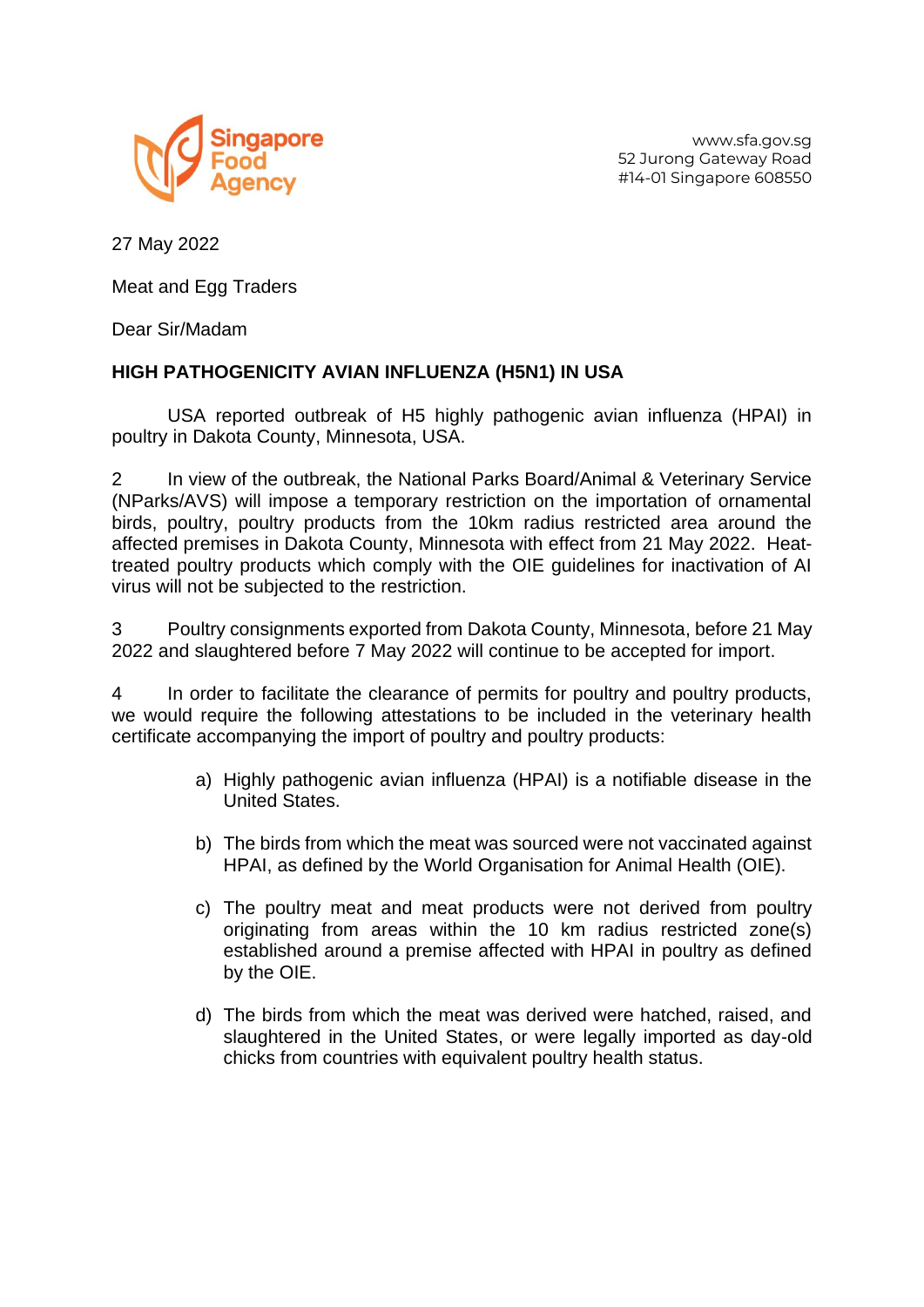Singapore Food Agency

www.sfa.gov.sg
52 Jurong Gateway Road
#14-01 Singapore 608550

27 May 2022

Meat and Egg Traders

Dear Sir/Madam

**HIGH PATHOGENICITY AVIAN INFLUENZA (H5N1) IN USA**

USA reported outbreak of H5 highly pathogenic avian influenza (HPAI) in poultry in Dakota County, Minnesota, USA.

2 In view of the outbreak, the National Parks Board/Animal & Veterinary Service (NParks/AVS) will impose a temporary restriction on the importation of ornamental birds, poultry, poultry products from the 10km radius restricted area around the affected premises in Dakota County, Minnesota with effect from 21 May 2022. Heat-treated poultry products which comply with the OIE guidelines for inactivation of AI virus will not be subjected to the restriction.

3 Poultry consignments exported from Dakota County, Minnesota, before 21 May 2022 and slaughtered before 7 May 2022 will continue to be accepted for import.

4 In order to facilitate the clearance of permits for poultry and poultry products, we would require the following attestations to be included in the veterinary health certificate accompanying the import of poultry and poultry products:

a) Highly pathogenic avian influenza (HPAI) is a notifiable disease in the United States.

b) The birds from which the meat was sourced were not vaccinated against HPAI, as defined by the World Organisation for Animal Health (OIE).

c) The poultry meat and meat products were not derived from poultry originating from areas within the 10 km radius restricted zone(s) established around a premise affected with HPAI in poultry as defined by the OIE.

d) The birds from which the meat was derived were hatched, raised, and slaughtered in the United States, or were legally imported as day-old chicks from countries with equivalent poultry health status.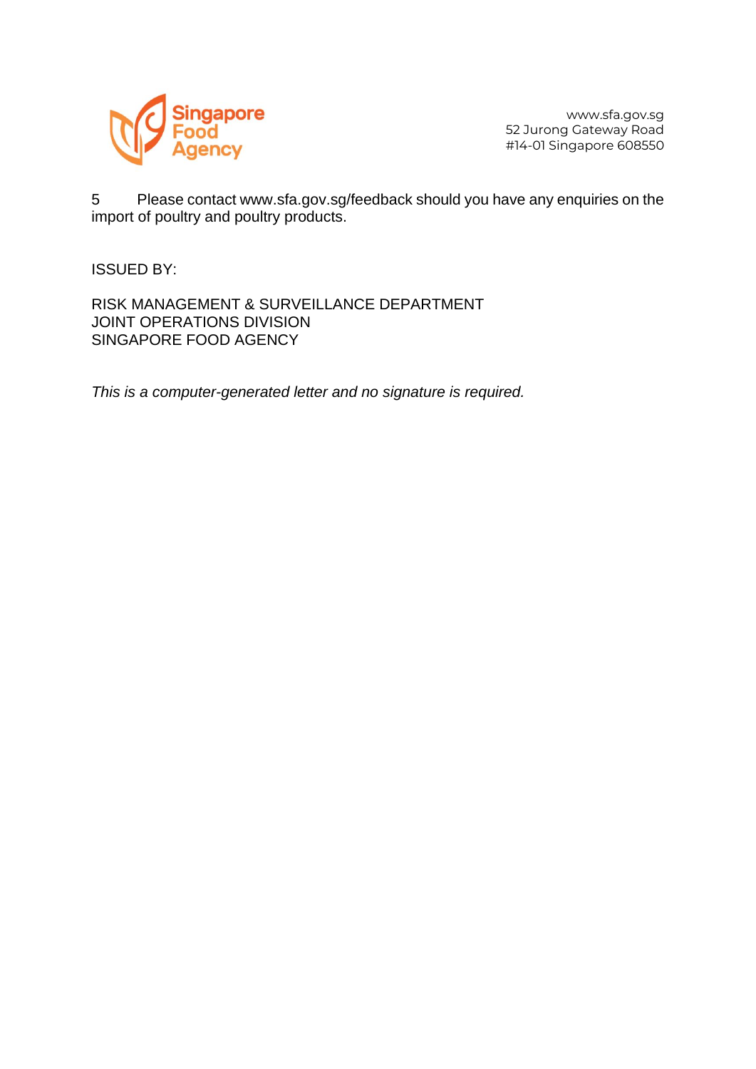5 Please contact www.sfa.gov.sg/feedback should you have any enquiries on the import of poultry and poultry products.

ISSUED BY:

RISK MANAGEMENT & SURVEILLANCE DEPARTMENT
JOINT OPERATIONS DIVISION
SINGAPORE FOOD AGENCY

*This is a computer-generated letter and no signature is required.*